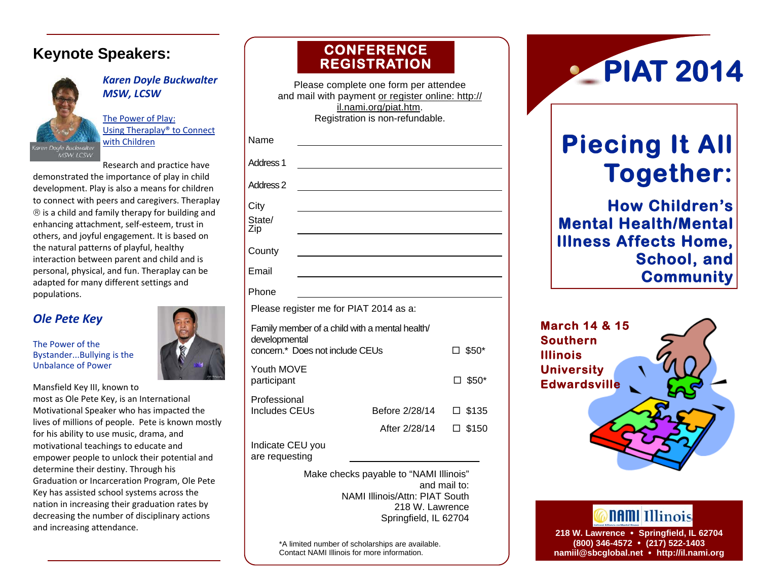## Keynote Speakers:

### *Karen Doyle Buckwalter MSW, LCSW*

Karen Doyle Buckwalter MSW LCSW

The Power of Play: Using Theraplay® to Connect with Children

Research and practice have demonstrated the importance of play in child development. Play is also a means for children to connect with peers and caregivers. Theraplay ® is a child and family therapy for building and enhancing attachment, self-esteem, trust in others, and joyful engagement. It is based on the natural patterns of playful, healthy interaction between parent and child and is personal, physical, and fun. Theraplay can be adapted for many different settings and populations.

### *Ole Pete Key*

The Power of the Bystander...Bullying is the Unbalance of Power

Mansfield Key III, known to most as Ole Pete Key, is an International Motivational Speaker who has impacted the lives of millions of people. Pete is known mostly for his ability to use music, drama, and motivational teachings to educate and empower people to unlock their potential and determine their destiny. Through his Graduation or Incarceration Program, Ole Pete Key has assisted school systems across the nation in increasing their graduation rates by decreasing the number of disciplinary actions and increasing attendance.

## CONFERENCE REGISTRATION

Please complete one form per attendee and mail with payment or register online: http://il.nami.org/piat.htm.
Registration is non-refundable.

Name ______________________

Address 1 ______________________

Address 2 ______________________

City ______________________

State/Zip ______________________

County ______________________

Email ______________________

Phone ______________________

Please register me for PIAT 2014 as a:

| | | |
|---|---|---|
| Family member of a child with a mental health/developmental concern.* Does not include CEUs | | ☐ $50* |
| Youth MOVE participant | | ☐ $50* |
| Professional Includes CEUs | Before 2/28/14 | ☐ $135 |
| | After 2/28/14 | ☐ $150 |

Indicate CEU you are requesting ______________________

Make checks payable to "NAMI Illinois" and mail to:
NAMI Illinois/Attn: PIAT South
218 W. Lawrence
Springfield, IL 62704

*A limited number of scholarships are available. Contact NAMI Illinois for more information.

# PIAT 2014

# Piecing It All Together:

## How Children's Mental Health/Mental Illness Affects Home, School, and Community

**March 14 & 15**
**Southern Illinois University Edwardsville**

NAMI Illinois
218 W. Lawrence • Springfield, IL 62704
(800) 346-4572 • (217) 522-1403
namiil@sbcglobal.net • http://il.nami.org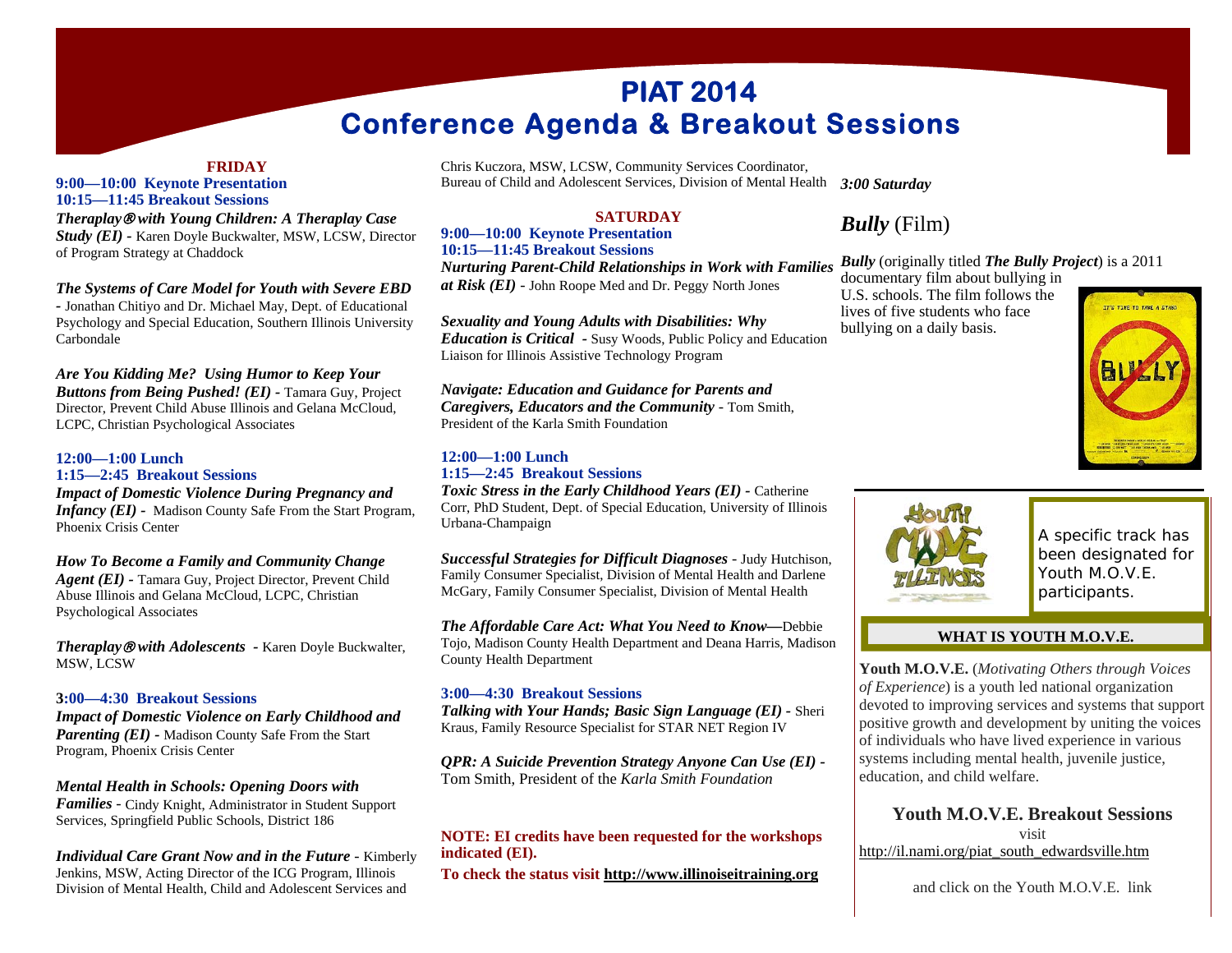# PIAT 2014
## Conference Agenda & Breakout Sessions

### FRIDAY

**9:00—10:00 Keynote Presentation**
**10:15—11:45 Breakout Sessions**

***Theraplay® with Young Children: A Theraplay Case Study (EI)*** - Karen Doyle Buckwalter, MSW, LCSW, Director of Program Strategy at Chaddock

***The Systems of Care Model for Youth with Severe EBD*** - Jonathan Chitiyo and Dr. Michael May, Dept. of Educational Psychology and Special Education, Southern Illinois University Carbondale

***Are You Kidding Me? Using Humor to Keep Your Buttons from Being Pushed! (EI)*** - Tamara Guy, Project Director, Prevent Child Abuse Illinois and Gelana McCloud, LCPC, Christian Psychological Associates

**12:00—1:00 Lunch**
**1:15—2:45 Breakout Sessions**

***Impact of Domestic Violence During Pregnancy and Infancy (EI)*** - Madison County Safe From the Start Program, Phoenix Crisis Center

***How To Become a Family and Community Change Agent (EI)*** - Tamara Guy, Project Director, Prevent Child Abuse Illinois and Gelana McCloud, LCPC, Christian Psychological Associates

***Theraplay® with Adolescents*** - Karen Doyle Buckwalter, MSW, LCSW

**3:00—4:30 Breakout Sessions**

***Impact of Domestic Violence on Early Childhood and Parenting (EI)*** - Madison County Safe From the Start Program, Phoenix Crisis Center

***Mental Health in Schools: Opening Doors with Families*** - Cindy Knight, Administrator in Student Support Services, Springfield Public Schools, District 186

***Individual Care Grant Now and in the Future*** - Kimberly Jenkins, MSW, Acting Director of the ICG Program, Illinois Division of Mental Health, Child and Adolescent Services and Chris Kuczora, MSW, LCSW, Community Services Coordinator, Bureau of Child and Adolescent Services, Division of Mental Health

### SATURDAY

**9:00—10:00 Keynote Presentation**
**10:15—11:45 Breakout Sessions**

***Nurturing Parent-Child Relationships in Work with Families at Risk (EI)*** - John Roope Med and Dr. Peggy North Jones

***Sexuality and Young Adults with Disabilities: Why Education is Critical*** - Susy Woods, Public Policy and Education Liaison for Illinois Assistive Technology Program

***Navigate: Education and Guidance for Parents and Caregivers, Educators and the Community*** - Tom Smith, President of the Karla Smith Foundation

**12:00—1:00 Lunch**
**1:15—2:45 Breakout Sessions**

***Toxic Stress in the Early Childhood Years (EI)*** - Catherine Corr, PhD Student, Dept. of Special Education, University of Illinois Urbana-Champaign

***Successful Strategies for Difficult Diagnoses*** - Judy Hutchison, Family Consumer Specialist, Division of Mental Health and Darlene McGary, Family Consumer Specialist, Division of Mental Health

***The Affordable Care Act: What You Need to Know***—Debbie Tojo, Madison County Health Department and Deana Harris, Madison County Health Department

**3:00—4:30 Breakout Sessions**

***Talking with Your Hands; Basic Sign Language (EI)*** - Sheri Kraus, Family Resource Specialist for STAR NET Region IV

***QPR: A Suicide Prevention Strategy Anyone Can Use (EI)*** - Tom Smith, President of the *Karla Smith Foundation*

**NOTE: EI credits have been requested for the workshops indicated (EI).**

**To check the status visit http://www.illinoiseitraining.org**

***3:00 Saturday***

## *Bully* (Film)

***Bully*** (originally titled ***The Bully Project***) is a 2011 documentary film about bullying in U.S. schools. The film follows the lives of five students who face bullying on a daily basis.

A specific track has been designated for Youth M.O.V.E. participants.

**WHAT IS YOUTH M.O.V.E.**

**Youth M.O.V.E.** (*Motivating Others through Voices of Experience*) is a youth led national organization devoted to improving services and systems that support positive growth and development by uniting the voices of individuals who have lived experience in various systems including mental health, juvenile justice, education, and child welfare.

**Youth M.O.V.E. Breakout Sessions**

visit

http://il.nami.org/piat_south_edwardsville.htm

and click on the Youth M.O.V.E. link